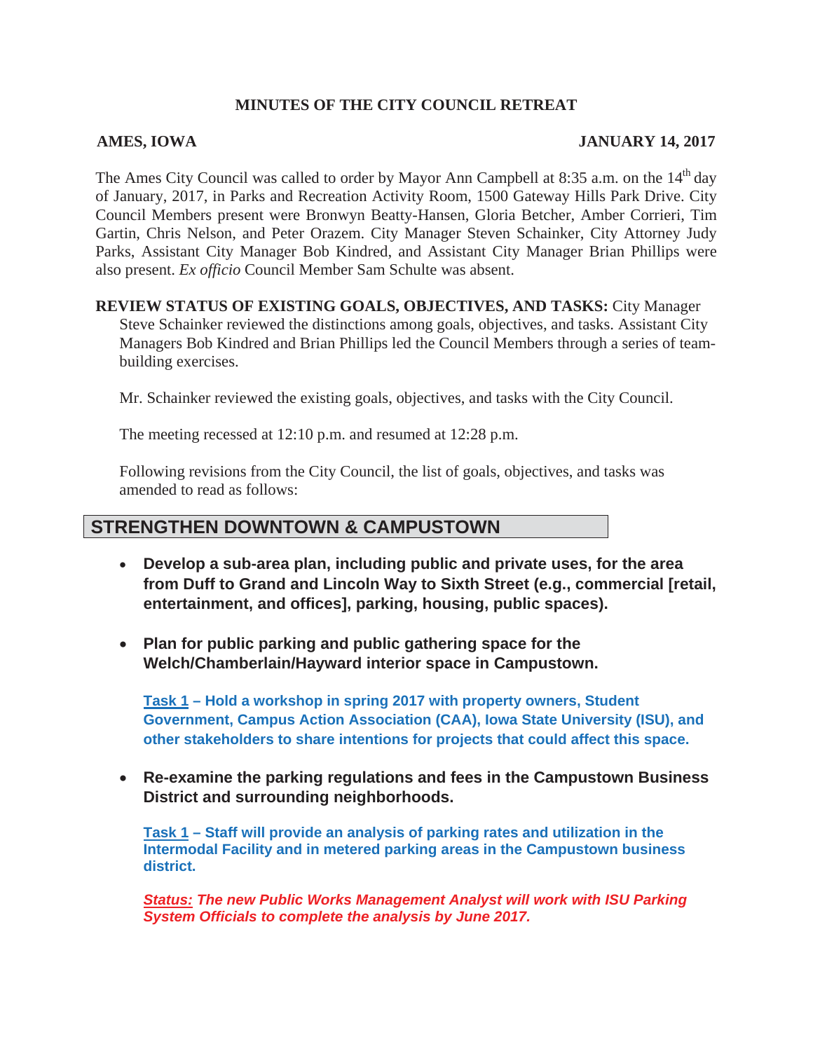**MINUTES OF THE CITY COUNCIL RETREAT**

**AMES, IOWA** **JANUARY 14, 2017**

The Ames City Council was called to order by Mayor Ann Campbell at 8:35 a.m. on the 14th day of January, 2017, in Parks and Recreation Activity Room, 1500 Gateway Hills Park Drive. City Council Members present were Bronwyn Beatty-Hansen, Gloria Betcher, Amber Corrieri, Tim Gartin, Chris Nelson, and Peter Orazem. City Manager Steven Schainker, City Attorney Judy Parks, Assistant City Manager Bob Kindred, and Assistant City Manager Brian Phillips were also present. *Ex officio* Council Member Sam Schulte was absent.

**REVIEW STATUS OF EXISTING GOALS, OBJECTIVES, AND TASKS:** City Manager Steve Schainker reviewed the distinctions among goals, objectives, and tasks. Assistant City Managers Bob Kindred and Brian Phillips led the Council Members through a series of team-building exercises.

Mr. Schainker reviewed the existing goals, objectives, and tasks with the City Council.

The meeting recessed at 12:10 p.m. and resumed at 12:28 p.m.

Following revisions from the City Council, the list of goals, objectives, and tasks was amended to read as follows:

## STRENGTHEN DOWNTOWN & CAMPUSTOWN

- **Develop a sub-area plan, including public and private uses, for the area from Duff to Grand and Lincoln Way to Sixth Street (e.g., commercial [retail, entertainment, and offices], parking, housing, public spaces).**

- **Plan for public parking and public gathering space for the Welch/Chamberlain/Hayward interior space in Campustown.**

  **Task 1 – Hold a workshop in spring 2017 with property owners, Student Government, Campus Action Association (CAA), Iowa State University (ISU), and other stakeholders to share intentions for projects that could affect this space.**

- **Re-examine the parking regulations and fees in the Campustown Business District and surrounding neighborhoods.**

  **Task 1 – Staff will provide an analysis of parking rates and utilization in the Intermodal Facility and in metered parking areas in the Campustown business district.**

  ***Status:* *The new Public Works Management Analyst will work with ISU Parking System Officials to complete the analysis by June 2017.***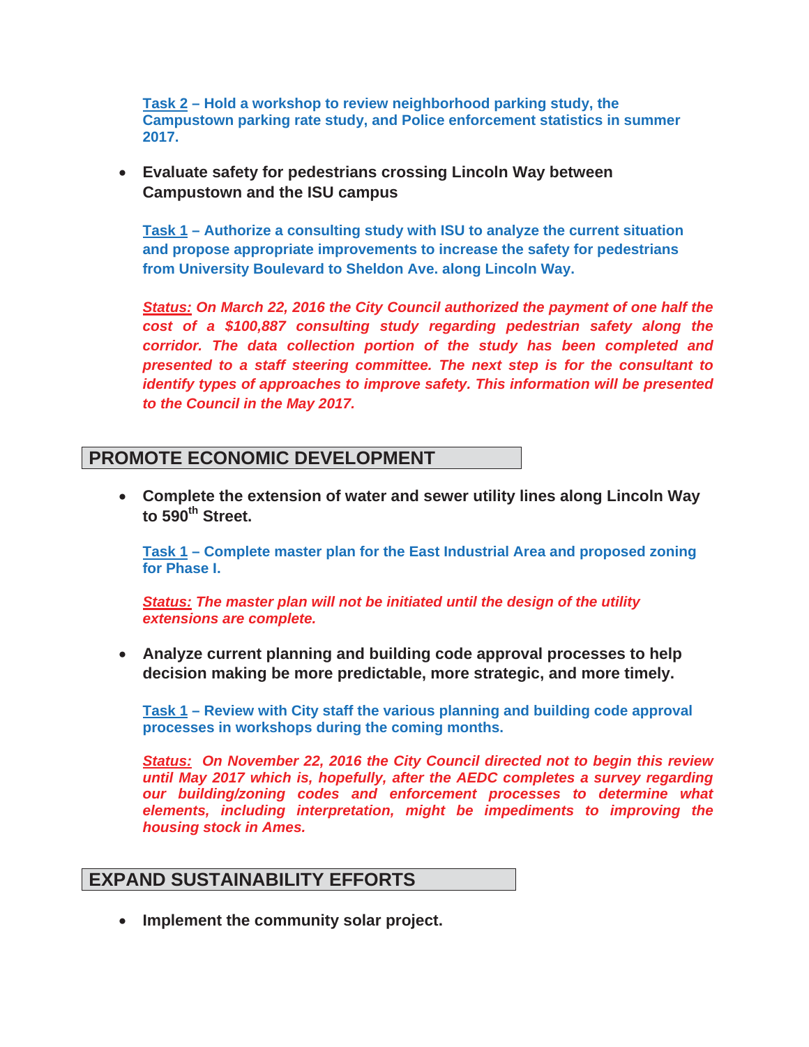**Task 2 – Hold a workshop to review neighborhood parking study, the Campustown parking rate study, and Police enforcement statistics in summer 2017.**

- **Evaluate safety for pedestrians crossing Lincoln Way between Campustown and the ISU campus**

  **Task 1 – Authorize a consulting study with ISU to analyze the current situation and propose appropriate improvements to increase the safety for pedestrians from University Boulevard to Sheldon Ave. along Lincoln Way.**

  ***Status:*** ***On March 22, 2016 the City Council authorized the payment of one half the cost of a $100,887 consulting study regarding pedestrian safety along the corridor. The data collection portion of the study has been completed and presented to a staff steering committee. The next step is for the consultant to identify types of approaches to improve safety. This information will be presented to the Council in the May 2017.***

## PROMOTE ECONOMIC DEVELOPMENT

- **Complete the extension of water and sewer utility lines along Lincoln Way to 590th Street.**

  **Task 1 – Complete master plan for the East Industrial Area and proposed zoning for Phase I.**

  ***Status:*** ***The master plan will not be initiated until the design of the utility extensions are complete.***

- **Analyze current planning and building code approval processes to help decision making be more predictable, more strategic, and more timely.**

  **Task 1 – Review with City staff the various planning and building code approval processes in workshops during the coming months.**

  ***Status:*** ***On November 22, 2016 the City Council directed not to begin this review until May 2017 which is, hopefully, after the AEDC completes a survey regarding our building/zoning codes and enforcement processes to determine what elements, including interpretation, might be impediments to improving the housing stock in Ames.***

## EXPAND SUSTAINABILITY EFFORTS

- **Implement the community solar project.**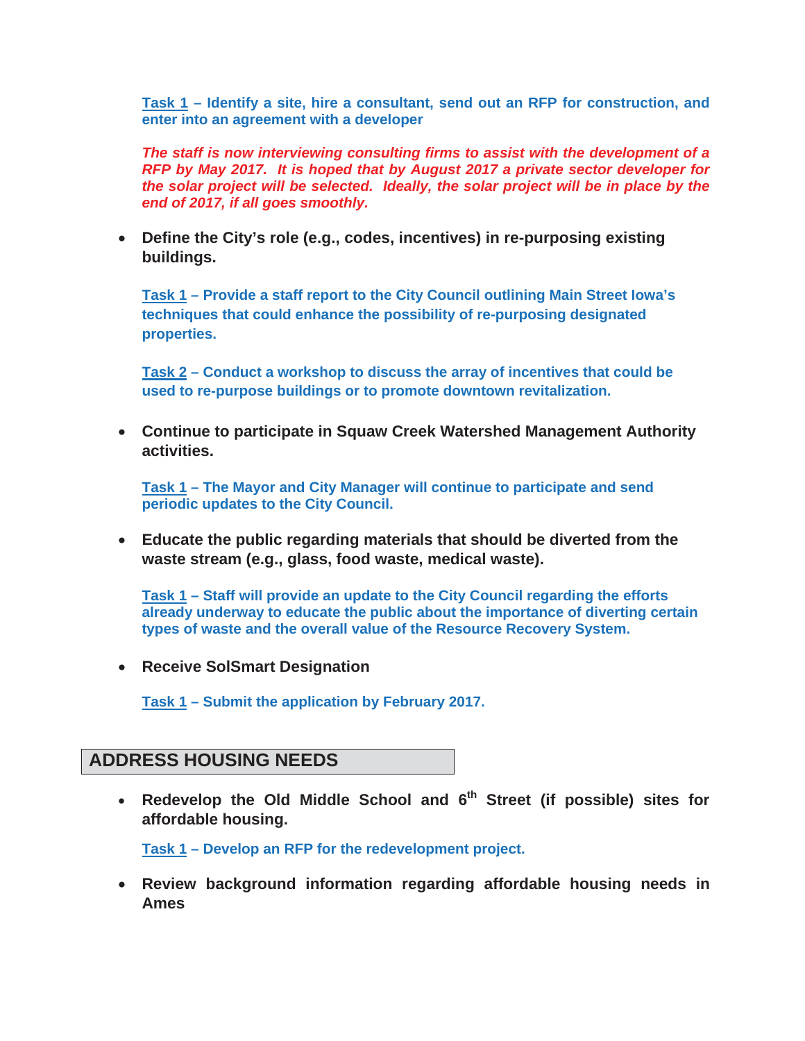**Task 1 – Identify a site, hire a consultant, send out an RFP for construction, and enter into an agreement with a developer**

***The staff is now interviewing consulting firms to assist with the development of a RFP by May 2017. It is hoped that by August 2017 a private sector developer for the solar project will be selected. Ideally, the solar project will be in place by the end of 2017, if all goes smoothly.***

- **Define the City's role (e.g., codes, incentives) in re-purposing existing buildings.**

  **Task 1 – Provide a staff report to the City Council outlining Main Street Iowa's techniques that could enhance the possibility of re-purposing designated properties.**

  **Task 2 – Conduct a workshop to discuss the array of incentives that could be used to re-purpose buildings or to promote downtown revitalization.**

- **Continue to participate in Squaw Creek Watershed Management Authority activities.**

  **Task 1 – The Mayor and City Manager will continue to participate and send periodic updates to the City Council.**

- **Educate the public regarding materials that should be diverted from the waste stream (e.g., glass, food waste, medical waste).**

  **Task 1 – Staff will provide an update to the City Council regarding the efforts already underway to educate the public about the importance of diverting certain types of waste and the overall value of the Resource Recovery System.**

- **Receive SolSmart Designation**

  **Task 1 – Submit the application by February 2017.**

## ADDRESS HOUSING NEEDS

- **Redevelop the Old Middle School and 6th Street (if possible) sites for affordable housing.**

  **Task 1 – Develop an RFP for the redevelopment project.**

- **Review background information regarding affordable housing needs in Ames**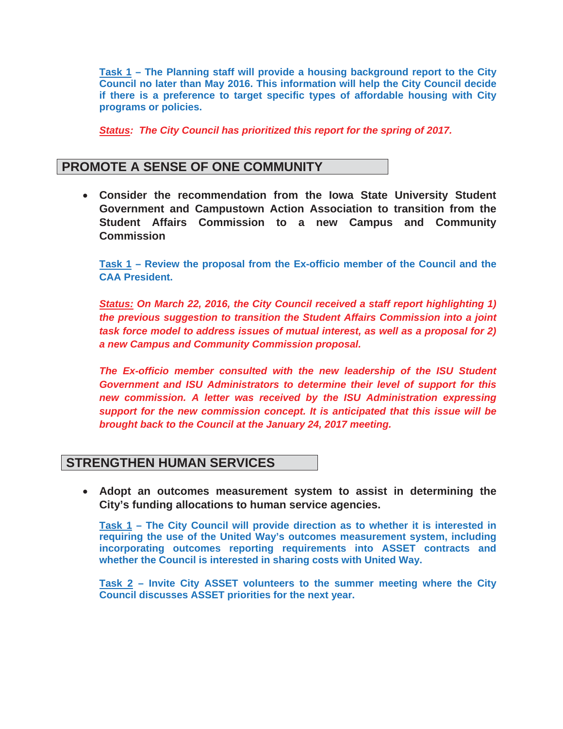**Task 1 – The Planning staff will provide a housing background report to the City Council no later than May 2016. This information will help the City Council decide if there is a preference to target specific types of affordable housing with City programs or policies.**

***Status:* *The City Council has prioritized this report for the spring of 2017.***

## PROMOTE A SENSE OF ONE COMMUNITY

- **Consider the recommendation from the Iowa State University Student Government and Campustown Action Association to transition from the Student Affairs Commission to a new Campus and Community Commission**

  **Task 1 – Review the proposal from the Ex-officio member of the Council and the CAA President.**

  ***Status: On March 22, 2016, the City Council received a staff report highlighting 1) the previous suggestion to transition the Student Affairs Commission into a joint task force model to address issues of mutual interest, as well as a proposal for 2) a new Campus and Community Commission proposal.***

  ***The Ex-officio member consulted with the new leadership of the ISU Student Government and ISU Administrators to determine their level of support for this new commission. A letter was received by the ISU Administration expressing support for the new commission concept. It is anticipated that this issue will be brought back to the Council at the January 24, 2017 meeting.***

## STRENGTHEN HUMAN SERVICES

- **Adopt an outcomes measurement system to assist in determining the City's funding allocations to human service agencies.**

  **Task 1 – The City Council will provide direction as to whether it is interested in requiring the use of the United Way's outcomes measurement system, including incorporating outcomes reporting requirements into ASSET contracts and whether the Council is interested in sharing costs with United Way.**

  **Task 2 – Invite City ASSET volunteers to the summer meeting where the City Council discusses ASSET priorities for the next year.**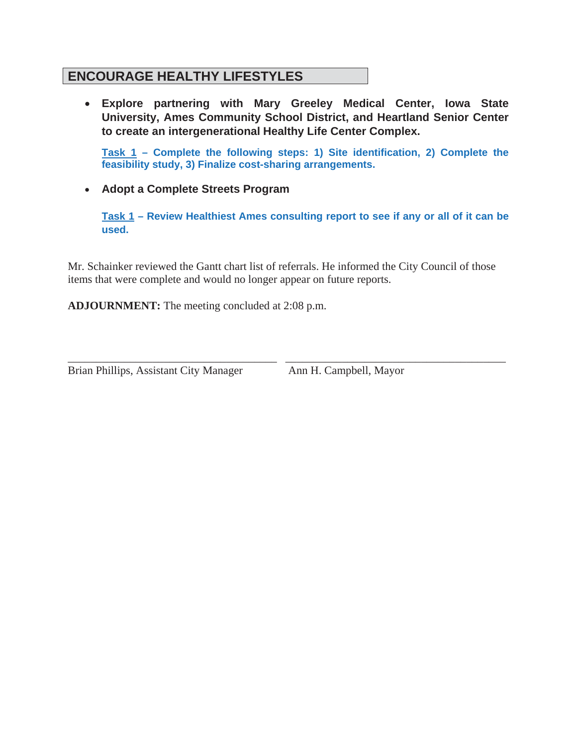## ENCOURAGE HEALTHY LIFESTYLES

- **Explore partnering with Mary Greeley Medical Center, Iowa State University, Ames Community School District, and Heartland Senior Center to create an intergenerational Healthy Life Center Complex.**

  **Task 1 – Complete the following steps: 1) Site identification, 2) Complete the feasibility study, 3) Finalize cost-sharing arrangements.**

- **Adopt a Complete Streets Program**

  **Task 1 – Review Healthiest Ames consulting report to see if any or all of it can be used.**

Mr. Schainker reviewed the Gantt chart list of referrals. He informed the City Council of those items that were complete and would no longer appear on future reports.

**ADJOURNMENT:** The meeting concluded at 2:08 p.m.

\_\_\_\_\_\_\_\_\_\_\_\_\_\_\_\_\_\_\_\_\_\_\_\_\_\_\_\_\_\_\_\_\_\_\_\_\_\_ \_\_\_\_\_\_\_\_\_\_\_\_\_\_\_\_\_\_\_\_\_\_\_\_\_\_\_\_\_\_\_\_\_\_\_\_\_\_\_\_

Brian Phillips, Assistant City Manager &nbsp;&nbsp;&nbsp;&nbsp; Ann H. Campbell, Mayor